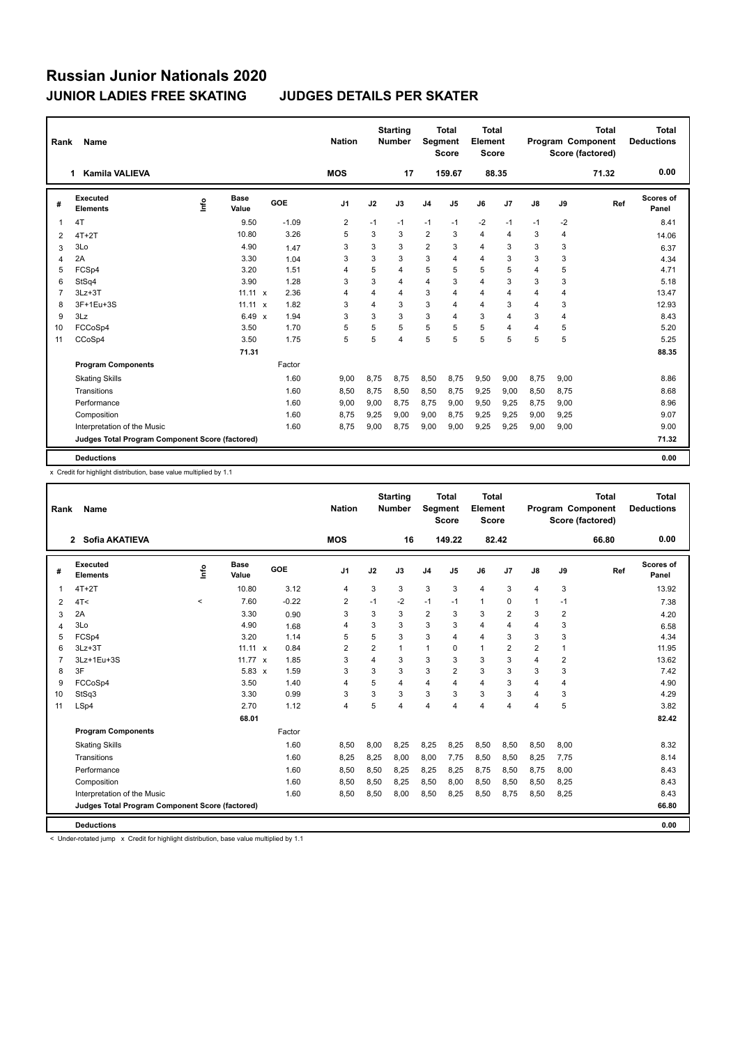# Russian Junior Nationals 2020

## JUNIOR LADIES FREE SKATING JUDGES DETAILS PER SKATER

| Rank | Name | Nation | Starting Number | Total Segment Score | Total Element Score | Total Program Component Score (factored) | Total Deductions |
|---|---|---|---|---|---|---|---|
| 1 | Kamila VALIEVA | MOS | 17 | 159.67 | 88.35 | 71.32 | 0.00 |

| # | Executed Elements | Info | Base Value | | GOE | J1 | J2 | J3 | J4 | J5 | J6 | J7 | J8 | J9 | Ref | Scores of Panel |
|---|---|---|---|---|---|---|---|---|---|---|---|---|---|---|---|---|
| 1 | 4T | | 9.50 | | -1.09 | 2 | -1 | -1 | -1 | -1 | -2 | -1 | -1 | -2 | | 8.41 |
| 2 | 4T+2T | | 10.80 | | 3.26 | 5 | 3 | 3 | 2 | 3 | 4 | 4 | 3 | 4 | | 14.06 |
| 3 | 3Lo | | 4.90 | | 1.47 | 3 | 3 | 3 | 2 | 3 | 4 | 3 | 3 | 3 | | 6.37 |
| 4 | 2A | | 3.30 | | 1.04 | 3 | 3 | 3 | 3 | 4 | 4 | 3 | 3 | 3 | | 4.34 |
| 5 | FCSp4 | | 3.20 | | 1.51 | 4 | 5 | 4 | 5 | 5 | 5 | 5 | 4 | 5 | | 4.71 |
| 6 | StSq4 | | 3.90 | | 1.28 | 3 | 3 | 4 | 4 | 3 | 4 | 3 | 3 | 3 | | 5.18 |
| 7 | 3Lz+3T | | 11.11 | x | 2.36 | 4 | 4 | 4 | 3 | 4 | 4 | 4 | 4 | 4 | | 13.47 |
| 8 | 3F+1Eu+3S | | 11.11 | x | 1.82 | 3 | 4 | 3 | 3 | 4 | 4 | 3 | 4 | 3 | | 12.93 |
| 9 | 3Lz | | 6.49 | x | 1.94 | 3 | 3 | 3 | 3 | 4 | 3 | 4 | 3 | 4 | | 8.43 |
| 10 | FCCoSp4 | | 3.50 | | 1.70 | 5 | 5 | 5 | 5 | 5 | 5 | 4 | 4 | 5 | | 5.20 |
| 11 | CCoSp4 | | 3.50 | | 1.75 | 5 | 5 | 4 | 5 | 5 | 5 | 5 | 5 | 5 | | 5.25 |
| | | | 71.31 | | | | | | | | | | | | | 88.35 |
| | **Program Components** | | | | Factor | | | | | | | | | | | |
| | Skating Skills | | | | 1.60 | 9,00 | 8,75 | 8,75 | 8,50 | 8,75 | 9,50 | 9,00 | 8,75 | 9,00 | | 8.86 |
| | Transitions | | | | 1.60 | 8,50 | 8,75 | 8,50 | 8,50 | 8,75 | 9,25 | 9,00 | 8,50 | 8,75 | | 8.68 |
| | Performance | | | | 1.60 | 9,00 | 9,00 | 8,75 | 8,75 | 9,00 | 9,50 | 9,25 | 8,75 | 9,00 | | 8.96 |
| | Composition | | | | 1.60 | 8,75 | 9,25 | 9,00 | 9,00 | 8,75 | 9,25 | 9,25 | 9,00 | 9,25 | | 9.07 |
| | Interpretation of the Music | | | | 1.60 | 8,75 | 9,00 | 8,75 | 9,00 | 9,00 | 9,25 | 9,25 | 9,00 | 9,00 | | 9.00 |
| | **Judges Total Program Component Score (factored)** | | | | | | | | | | | | | | | 71.32 |
| | **Deductions** | | | | | | | | | | | | | | | 0.00 |

x Credit for highlight distribution, base value multiplied by 1.1

| Rank | Name | Nation | Starting Number | Total Segment Score | Total Element Score | Total Program Component Score (factored) | Total Deductions |
|---|---|---|---|---|---|---|---|
| 2 | Sofia AKATIEVA | MOS | 16 | 149.22 | 82.42 | 66.80 | 0.00 |

| # | Executed Elements | Info | Base Value | | GOE | J1 | J2 | J3 | J4 | J5 | J6 | J7 | J8 | J9 | Ref | Scores of Panel |
|---|---|---|---|---|---|---|---|---|---|---|---|---|---|---|---|---|
| 1 | 4T+2T | | 10.80 | | 3.12 | 4 | 3 | 3 | 3 | 3 | 4 | 3 | 4 | 3 | | 13.92 |
| 2 | 4T< | < | 7.60 | | -0.22 | 2 | -1 | -2 | -1 | -1 | 1 | 0 | 1 | -1 | | 7.38 |
| 3 | 2A | | 3.30 | | 0.90 | 3 | 3 | 3 | 2 | 3 | 3 | 2 | 3 | 2 | | 4.20 |
| 4 | 3Lo | | 4.90 | | 1.68 | 4 | 3 | 3 | 3 | 3 | 4 | 4 | 4 | 3 | | 6.58 |
| 5 | FCSp4 | | 3.20 | | 1.14 | 5 | 5 | 3 | 3 | 4 | 4 | 3 | 3 | 3 | | 4.34 |
| 6 | 3Lz+3T | | 11.11 | x | 0.84 | 2 | 2 | 1 | 1 | 0 | 1 | 2 | 2 | 1 | | 11.95 |
| 7 | 3Lz+1Eu+3S | | 11.77 | x | 1.85 | 3 | 4 | 3 | 3 | 3 | 3 | 3 | 4 | 2 | | 13.62 |
| 8 | 3F | | 5.83 | x | 1.59 | 3 | 3 | 3 | 3 | 2 | 3 | 3 | 3 | 3 | | 7.42 |
| 9 | FCCoSp4 | | 3.50 | | 1.40 | 4 | 5 | 4 | 4 | 4 | 4 | 3 | 4 | 4 | | 4.90 |
| 10 | StSq3 | | 3.30 | | 0.99 | 3 | 3 | 3 | 3 | 3 | 3 | 3 | 4 | 3 | | 4.29 |
| 11 | LSp4 | | 2.70 | | 1.12 | 4 | 5 | 4 | 4 | 4 | 4 | 4 | 4 | 5 | | 3.82 |
| | | | 68.01 | | | | | | | | | | | | | 82.42 |
| | **Program Components** | | | | Factor | | | | | | | | | | | |
| | Skating Skills | | | | 1.60 | 8,50 | 8,00 | 8,25 | 8,25 | 8,25 | 8,50 | 8,50 | 8,50 | 8,00 | | 8.32 |
| | Transitions | | | | 1.60 | 8,25 | 8,25 | 8,00 | 8,00 | 7,75 | 8,50 | 8,50 | 8,25 | 7,75 | | 8.14 |
| | Performance | | | | 1.60 | 8,50 | 8,50 | 8,25 | 8,25 | 8,25 | 8,75 | 8,50 | 8,75 | 8,00 | | 8.43 |
| | Composition | | | | 1.60 | 8,50 | 8,50 | 8,25 | 8,50 | 8,00 | 8,50 | 8,50 | 8,50 | 8,25 | | 8.43 |
| | Interpretation of the Music | | | | 1.60 | 8,50 | 8,50 | 8,00 | 8,50 | 8,25 | 8,50 | 8,75 | 8,50 | 8,25 | | 8.43 |
| | **Judges Total Program Component Score (factored)** | | | | | | | | | | | | | | | 66.80 |
| | **Deductions** | | | | | | | | | | | | | | | 0.00 |

< Under-rotated jump x Credit for highlight distribution, base value multiplied by 1.1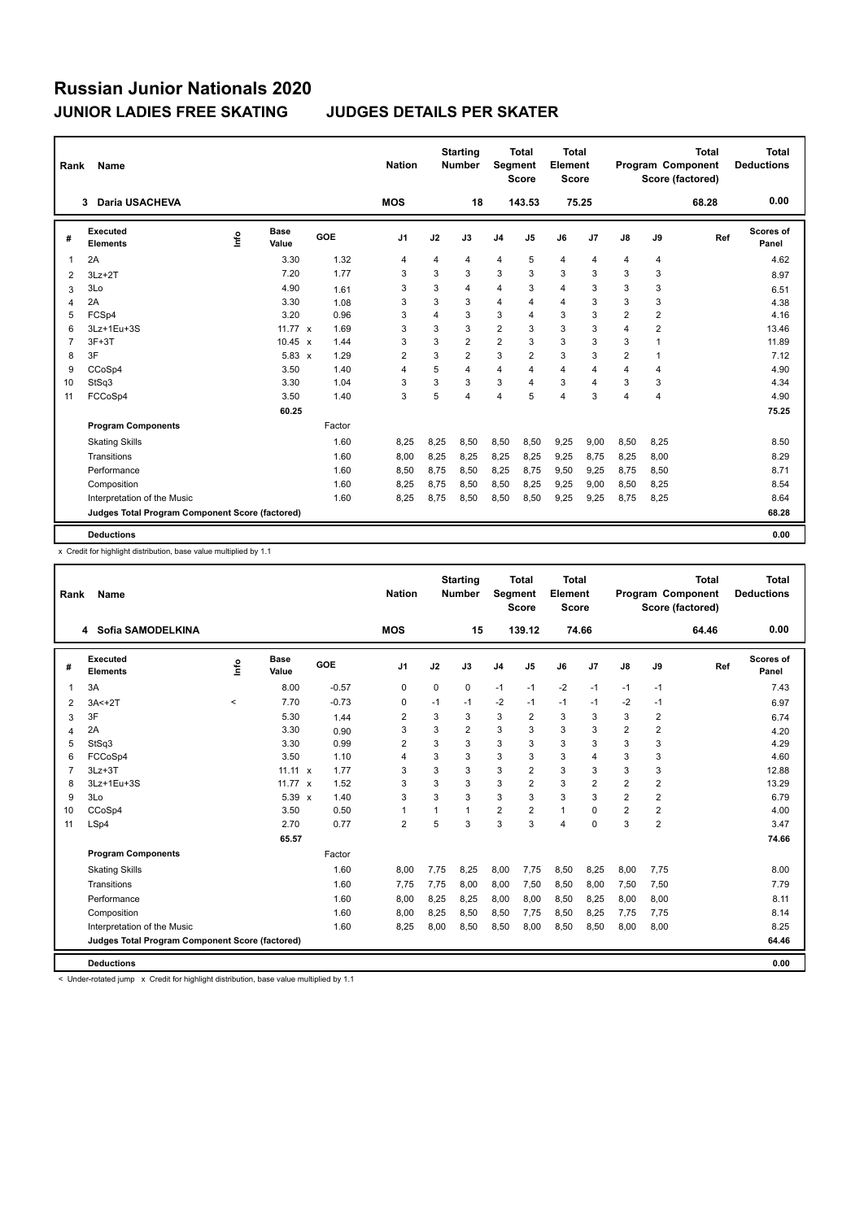# Russian Junior Nationals 2020

## JUNIOR LADIES FREE SKATING JUDGES DETAILS PER SKATER

| Rank | Name | Nation | Starting Number | Total Segment Score | Total Element Score | Total Program Component Score (factored) | Total Deductions |
|---|---|---|---|---|---|---|---|
| 3 | Daria USACHEVA | MOS | 18 | 143.53 | 75.25 | 68.28 | 0.00 |

| # | Executed Elements | Info | Base Value | | GOE | J1 | J2 | J3 | J4 | J5 | J6 | J7 | J8 | J9 | Ref | Scores of Panel |
|---|---|---|---|---|---|---|---|---|---|---|---|---|---|---|---|---|
| 1 | 2A | | 3.30 | | 1.32 | 4 | 4 | 4 | 4 | 5 | 4 | 4 | 4 | 4 | | 4.62 |
| 2 | 3Lz+2T | | 7.20 | | 1.77 | 3 | 3 | 3 | 3 | 3 | 3 | 3 | 3 | 3 | | 8.97 |
| 3 | 3Lo | | 4.90 | | 1.61 | 3 | 3 | 4 | 4 | 3 | 4 | 3 | 3 | 3 | | 6.51 |
| 4 | 2A | | 3.30 | | 1.08 | 3 | 3 | 3 | 4 | 4 | 4 | 3 | 3 | 3 | | 4.38 |
| 5 | FCSp4 | | 3.20 | | 0.96 | 3 | 4 | 3 | 3 | 4 | 3 | 3 | 2 | 2 | | 4.16 |
| 6 | 3Lz+1Eu+3S | | 11.77 | x | 1.69 | 3 | 3 | 3 | 2 | 3 | 3 | 3 | 4 | 2 | | 13.46 |
| 7 | 3F+3T | | 10.45 | x | 1.44 | 3 | 3 | 2 | 2 | 3 | 3 | 3 | 3 | 1 | | 11.89 |
| 8 | 3F | | 5.83 | x | 1.29 | 2 | 3 | 2 | 3 | 2 | 3 | 3 | 2 | 1 | | 7.12 |
| 9 | CCoSp4 | | 3.50 | | 1.40 | 4 | 5 | 4 | 4 | 4 | 4 | 4 | 4 | 4 | | 4.90 |
| 10 | StSq3 | | 3.30 | | 1.04 | 3 | 3 | 3 | 3 | 4 | 3 | 4 | 3 | 3 | | 4.34 |
| 11 | FCCoSp4 | | 3.50 | | 1.40 | 3 | 5 | 4 | 4 | 5 | 4 | 3 | 4 | 4 | | 4.90 |
| | | | 60.25 | | | | | | | | | | | | | 75.25 |

| Program Components | Factor | J1 | J2 | J3 | J4 | J5 | J6 | J7 | J8 | J9 | Scores of Panel |
|---|---|---|---|---|---|---|---|---|---|---|---|
| Skating Skills | 1.60 | 8,25 | 8,25 | 8,50 | 8,50 | 8,50 | 9,25 | 9,00 | 8,50 | 8,25 | 8.50 |
| Transitions | 1.60 | 8,00 | 8,25 | 8,25 | 8,25 | 8,25 | 9,25 | 8,75 | 8,25 | 8,00 | 8.29 |
| Performance | 1.60 | 8,50 | 8,75 | 8,50 | 8,25 | 8,75 | 9,50 | 9,25 | 8,75 | 8,50 | 8.71 |
| Composition | 1.60 | 8,25 | 8,75 | 8,50 | 8,50 | 8,25 | 9,25 | 9,00 | 8,50 | 8,25 | 8.54 |
| Interpretation of the Music | 1.60 | 8,25 | 8,75 | 8,50 | 8,50 | 8,50 | 9,25 | 9,25 | 8,75 | 8,25 | 8.64 |
| Judges Total Program Component Score (factored) | | | | | | | | | | | 68.28 |
| Deductions | | | | | | | | | | | 0.00 |

x Credit for highlight distribution, base value multiplied by 1.1

| Rank | Name | Nation | Starting Number | Total Segment Score | Total Element Score | Total Program Component Score (factored) | Total Deductions |
|---|---|---|---|---|---|---|---|
| 4 | Sofia SAMODELKINA | MOS | 15 | 139.12 | 74.66 | 64.46 | 0.00 |

| # | Executed Elements | Info | Base Value | | GOE | J1 | J2 | J3 | J4 | J5 | J6 | J7 | J8 | J9 | Ref | Scores of Panel |
|---|---|---|---|---|---|---|---|---|---|---|---|---|---|---|---|---|
| 1 | 3A | | 8.00 | | -0.57 | 0 | 0 | 0 | -1 | -1 | -2 | -1 | -1 | -1 | | 7.43 |
| 2 | 3A<+2T | < | 7.70 | | -0.73 | 0 | -1 | -1 | -2 | -1 | -1 | -1 | -2 | -1 | | 6.97 |
| 3 | 3F | | 5.30 | | 1.44 | 2 | 3 | 3 | 3 | 2 | 3 | 3 | 3 | 2 | | 6.74 |
| 4 | 2A | | 3.30 | | 0.90 | 3 | 3 | 2 | 3 | 3 | 3 | 3 | 2 | 2 | | 4.20 |
| 5 | StSq3 | | 3.30 | | 0.99 | 2 | 3 | 3 | 3 | 3 | 3 | 3 | 3 | 3 | | 4.29 |
| 6 | FCCoSp4 | | 3.50 | | 1.10 | 4 | 3 | 3 | 3 | 3 | 3 | 4 | 3 | 3 | | 4.60 |
| 7 | 3Lz+3T | | 11.11 | x | 1.77 | 3 | 3 | 3 | 3 | 2 | 3 | 3 | 3 | 3 | | 12.88 |
| 8 | 3Lz+1Eu+3S | | 11.77 | x | 1.52 | 3 | 3 | 3 | 3 | 2 | 3 | 2 | 2 | 2 | | 13.29 |
| 9 | 3Lo | | 5.39 | x | 1.40 | 3 | 3 | 3 | 3 | 3 | 3 | 3 | 2 | 2 | | 6.79 |
| 10 | CCoSp4 | | 3.50 | | 0.50 | 1 | 1 | 1 | 2 | 2 | 1 | 0 | 2 | 2 | | 4.00 |
| 11 | LSp4 | | 2.70 | | 0.77 | 2 | 5 | 3 | 3 | 3 | 4 | 0 | 3 | 2 | | 3.47 |
| | | | 65.57 | | | | | | | | | | | | | 74.66 |

| Program Components | Factor | J1 | J2 | J3 | J4 | J5 | J6 | J7 | J8 | J9 | Scores of Panel |
|---|---|---|---|---|---|---|---|---|---|---|---|
| Skating Skills | 1.60 | 8,00 | 7,75 | 8,25 | 8,00 | 7,75 | 8,50 | 8,25 | 8,00 | 7,75 | 8.00 |
| Transitions | 1.60 | 7,75 | 7,75 | 8,00 | 8,00 | 7,50 | 8,50 | 8,00 | 7,50 | 7,50 | 7.79 |
| Performance | 1.60 | 8,00 | 8,25 | 8,25 | 8,00 | 8,00 | 8,50 | 8,25 | 8,00 | 8,00 | 8.11 |
| Composition | 1.60 | 8,00 | 8,25 | 8,50 | 8,50 | 7,75 | 8,50 | 8,25 | 7,75 | 7,75 | 8.14 |
| Interpretation of the Music | 1.60 | 8,25 | 8,00 | 8,50 | 8,50 | 8,00 | 8,50 | 8,50 | 8,00 | 8,00 | 8.25 |
| Judges Total Program Component Score (factored) | | | | | | | | | | | 64.46 |
| Deductions | | | | | | | | | | | 0.00 |

< Under-rotated jump x Credit for highlight distribution, base value multiplied by 1.1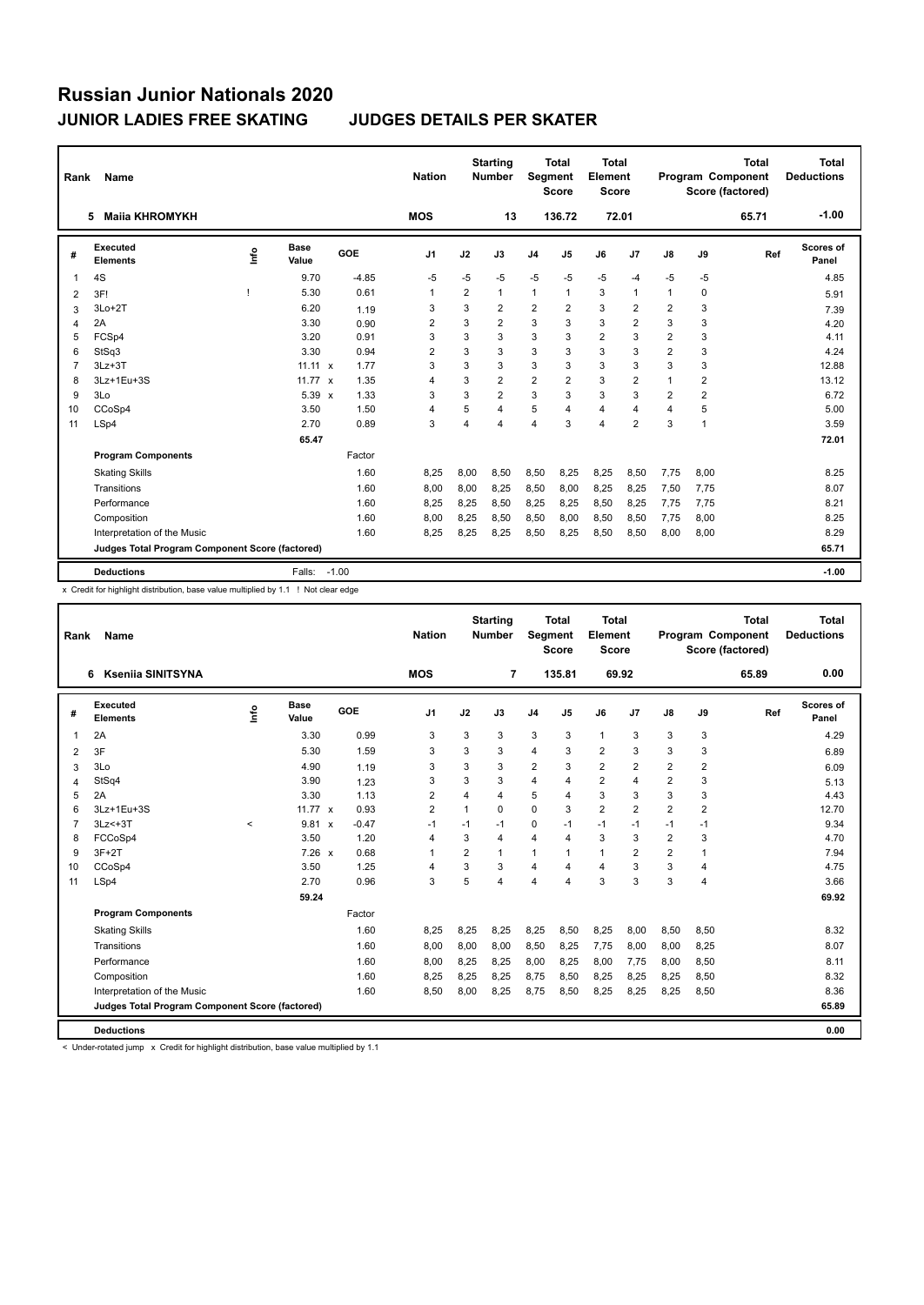# Russian Junior Nationals 2020

## JUNIOR LADIES FREE SKATING JUDGES DETAILS PER SKATER

| Rank | Name | Nation | Starting Number | Total Segment Score | Total Element Score | Total Program Component Score (factored) | Total Deductions |
|---|---|---|---|---|---|---|---|
| 5 | Maiia KHROMYKH | MOS | 13 | 136.72 | 72.01 | 65.71 | -1.00 |

| # | Executed Elements | Info | Base Value | | GOE | J1 | J2 | J3 | J4 | J5 | J6 | J7 | J8 | J9 | Ref | Scores of Panel |
|---|---|---|---|---|---|---|---|---|---|---|---|---|---|---|---|---|
| 1 | 4S | | 9.70 | | -4.85 | -5 | -5 | -5 | -5 | -5 | -5 | -4 | -5 | -5 | | 4.85 |
| 2 | 3F! | ! | 5.30 | | 0.61 | 1 | 2 | 1 | 1 | 1 | 3 | 1 | 1 | 0 | | 5.91 |
| 3 | 3Lo+2T | | 6.20 | | 1.19 | 3 | 3 | 2 | 2 | 2 | 3 | 2 | 2 | 3 | | 7.39 |
| 4 | 2A | | 3.30 | | 0.90 | 2 | 3 | 2 | 3 | 3 | 3 | 2 | 3 | 3 | | 4.20 |
| 5 | FCSp4 | | 3.20 | | 0.91 | 3 | 3 | 3 | 3 | 3 | 2 | 3 | 2 | 3 | | 4.11 |
| 6 | StSq3 | | 3.30 | | 0.94 | 2 | 3 | 3 | 3 | 3 | 3 | 3 | 2 | 3 | | 4.24 |
| 7 | 3Lz+3T | | 11.11 | x | 1.77 | 3 | 3 | 3 | 3 | 3 | 3 | 3 | 3 | 3 | | 12.88 |
| 8 | 3Lz+1Eu+3S | | 11.77 | x | 1.35 | 4 | 3 | 2 | 2 | 2 | 3 | 2 | 1 | 2 | | 13.12 |
| 9 | 3Lo | | 5.39 | x | 1.33 | 3 | 3 | 2 | 3 | 3 | 3 | 3 | 2 | 2 | | 6.72 |
| 10 | CCoSp4 | | 3.50 | | 1.50 | 4 | 5 | 4 | 5 | 4 | 4 | 4 | 4 | 5 | | 5.00 |
| 11 | LSp4 | | 2.70 | | 0.89 | 3 | 4 | 4 | 4 | 3 | 4 | 2 | 3 | 1 | | 3.59 |
| | | | 65.47 | | | | | | | | | | | | | 72.01 |
| | **Program Components** | | | | Factor | | | | | | | | | | | |
| | Skating Skills | | | | 1.60 | 8,25 | 8,00 | 8,50 | 8,50 | 8,25 | 8,25 | 8,50 | 7,75 | 8,00 | | 8.25 |
| | Transitions | | | | 1.60 | 8,00 | 8,00 | 8,25 | 8,50 | 8,00 | 8,25 | 8,25 | 7,50 | 7,75 | | 8.07 |
| | Performance | | | | 1.60 | 8,25 | 8,25 | 8,50 | 8,25 | 8,25 | 8,50 | 8,25 | 7,75 | 7,75 | | 8.21 |
| | Composition | | | | 1.60 | 8,00 | 8,25 | 8,50 | 8,50 | 8,00 | 8,50 | 8,50 | 7,75 | 8,00 | | 8.25 |
| | Interpretation of the Music | | | | 1.60 | 8,25 | 8,25 | 8,25 | 8,50 | 8,25 | 8,50 | 8,50 | 8,00 | 8,00 | | 8.29 |
| | **Judges Total Program Component Score (factored)** | | | | | | | | | | | | | | | 65.71 |
| | **Deductions** | | Falls: | | -1.00 | | | | | | | | | | | -1.00 |

x Credit for highlight distribution, base value multiplied by 1.1 ! Not clear edge

| Rank | Name | Nation | Starting Number | Total Segment Score | Total Element Score | Total Program Component Score (factored) | Total Deductions |
|---|---|---|---|---|---|---|---|
| 6 | Kseniia SINITSYNA | MOS | 7 | 135.81 | 69.92 | 65.89 | 0.00 |

| # | Executed Elements | Info | Base Value | | GOE | J1 | J2 | J3 | J4 | J5 | J6 | J7 | J8 | J9 | Ref | Scores of Panel |
|---|---|---|---|---|---|---|---|---|---|---|---|---|---|---|---|---|
| 1 | 2A | | 3.30 | | 0.99 | 3 | 3 | 3 | 3 | 3 | 1 | 3 | 3 | 3 | | 4.29 |
| 2 | 3F | | 5.30 | | 1.59 | 3 | 3 | 3 | 4 | 3 | 2 | 3 | 3 | 3 | | 6.89 |
| 3 | 3Lo | | 4.90 | | 1.19 | 3 | 3 | 3 | 2 | 3 | 2 | 2 | 2 | 2 | | 6.09 |
| 4 | StSq4 | | 3.90 | | 1.23 | 3 | 3 | 3 | 4 | 4 | 2 | 4 | 2 | 3 | | 5.13 |
| 5 | 2A | | 3.30 | | 1.13 | 2 | 4 | 4 | 5 | 4 | 3 | 3 | 3 | 3 | | 4.43 |
| 6 | 3Lz+1Eu+3S | | 11.77 | x | 0.93 | 2 | 1 | 0 | 0 | 3 | 2 | 2 | 2 | 2 | | 12.70 |
| 7 | 3Lz<+3T | < | 9.81 | x | -0.47 | -1 | -1 | -1 | 0 | -1 | -1 | -1 | -1 | -1 | | 9.34 |
| 8 | FCCoSp4 | | 3.50 | | 1.20 | 4 | 3 | 4 | 4 | 4 | 3 | 3 | 2 | 3 | | 4.70 |
| 9 | 3F+2T | | 7.26 | x | 0.68 | 1 | 2 | 1 | 1 | 1 | 1 | 2 | 2 | 1 | | 7.94 |
| 10 | CCoSp4 | | 3.50 | | 1.25 | 4 | 3 | 3 | 4 | 4 | 4 | 3 | 3 | 4 | | 4.75 |
| 11 | LSp4 | | 2.70 | | 0.96 | 3 | 5 | 4 | 4 | 4 | 3 | 3 | 3 | 4 | | 3.66 |
| | | | 59.24 | | | | | | | | | | | | | 69.92 |
| | **Program Components** | | | | Factor | | | | | | | | | | | |
| | Skating Skills | | | | 1.60 | 8,25 | 8,25 | 8,25 | 8,25 | 8,50 | 8,25 | 8,00 | 8,50 | 8,50 | | 8.32 |
| | Transitions | | | | 1.60 | 8,00 | 8,00 | 8,00 | 8,50 | 8,25 | 7,75 | 8,00 | 8,00 | 8,25 | | 8.07 |
| | Performance | | | | 1.60 | 8,00 | 8,25 | 8,25 | 8,00 | 8,25 | 8,00 | 7,75 | 8,00 | 8,50 | | 8.11 |
| | Composition | | | | 1.60 | 8,25 | 8,25 | 8,25 | 8,75 | 8,50 | 8,25 | 8,25 | 8,25 | 8,50 | | 8.32 |
| | Interpretation of the Music | | | | 1.60 | 8,50 | 8,00 | 8,25 | 8,75 | 8,50 | 8,25 | 8,25 | 8,25 | 8,50 | | 8.36 |
| | **Judges Total Program Component Score (factored)** | | | | | | | | | | | | | | | 65.89 |
| | **Deductions** | | | | | | | | | | | | | | | 0.00 |

< Under-rotated jump x Credit for highlight distribution, base value multiplied by 1.1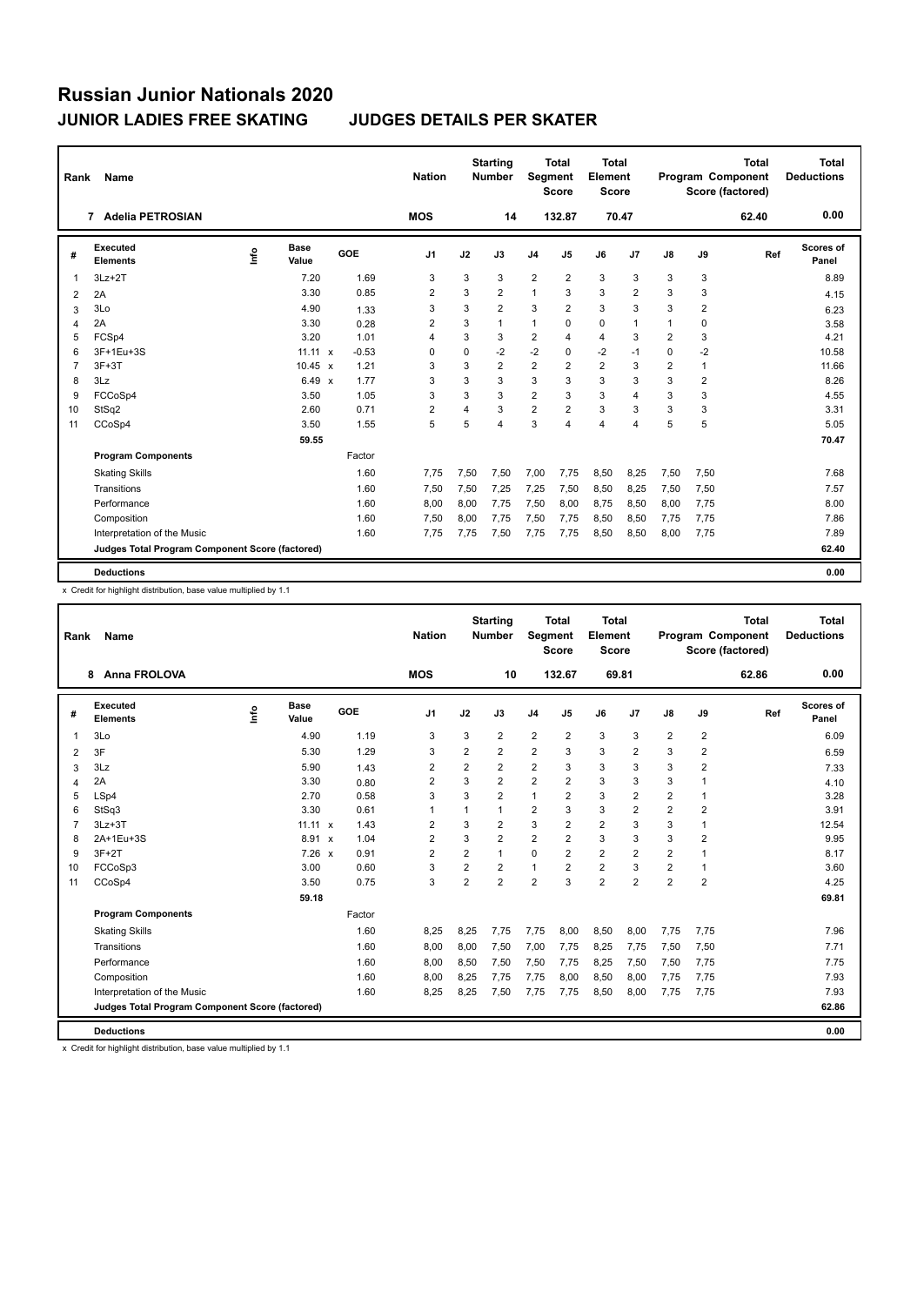# Russian Junior Nationals 2020

## JUNIOR LADIES FREE SKATING JUDGES DETAILS PER SKATER

| Rank | Name | Nation | Starting Number | Total Segment Score | Total Element Score | Total Program Component Score (factored) | Total Deductions |
|---|---|---|---|---|---|---|---|
| 7 | Adelia PETROSIAN | MOS | 14 | 132.87 | 70.47 | 62.40 | 0.00 |

| # | Executed Elements | Info | Base Value | | GOE | J1 | J2 | J3 | J4 | J5 | J6 | J7 | J8 | J9 | Ref | Scores of Panel |
|---|---|---|---|---|---|---|---|---|---|---|---|---|---|---|---|---|
| 1 | 3Lz+2T | | 7.20 | | 1.69 | 3 | 3 | 3 | 2 | 2 | 3 | 3 | 3 | 3 | | 8.89 |
| 2 | 2A | | 3.30 | | 0.85 | 2 | 3 | 2 | 1 | 3 | 3 | 2 | 3 | 3 | | 4.15 |
| 3 | 3Lo | | 4.90 | | 1.33 | 3 | 3 | 2 | 3 | 2 | 3 | 3 | 3 | 2 | | 6.23 |
| 4 | 2A | | 3.30 | | 0.28 | 2 | 3 | 1 | 1 | 0 | 0 | 1 | 1 | 0 | | 3.58 |
| 5 | FCSp4 | | 3.20 | | 1.01 | 4 | 3 | 3 | 2 | 4 | 4 | 3 | 2 | 3 | | 4.21 |
| 6 | 3F+1Eu+3S | | 11.11 | x | -0.53 | 0 | 0 | -2 | -2 | 0 | -2 | -1 | 0 | -2 | | 10.58 |
| 7 | 3F+3T | | 10.45 | x | 1.21 | 3 | 3 | 2 | 2 | 2 | 2 | 3 | 2 | 1 | | 11.66 |
| 8 | 3Lz | | 6.49 | x | 1.77 | 3 | 3 | 3 | 3 | 3 | 3 | 3 | 3 | 2 | | 8.26 |
| 9 | FCCoSp4 | | 3.50 | | 1.05 | 3 | 3 | 3 | 2 | 3 | 3 | 4 | 3 | 3 | | 4.55 |
| 10 | StSq2 | | 2.60 | | 0.71 | 2 | 4 | 3 | 2 | 2 | 3 | 3 | 3 | 3 | | 3.31 |
| 11 | CCoSp4 | | 3.50 | | 1.55 | 5 | 5 | 4 | 3 | 4 | 4 | 4 | 5 | 5 | | 5.05 |
| | | | 59.55 | | | | | | | | | | | | | 70.47 |
| | **Program Components** | | | | Factor | | | | | | | | | | | |
| | Skating Skills | | | | 1.60 | 7,75 | 7,50 | 7,50 | 7,00 | 7,75 | 8,50 | 8,25 | 7,50 | 7,50 | | 7.68 |
| | Transitions | | | | 1.60 | 7,50 | 7,50 | 7,25 | 7,25 | 7,50 | 8,50 | 8,25 | 7,50 | 7,50 | | 7.57 |
| | Performance | | | | 1.60 | 8,00 | 8,00 | 7,75 | 7,50 | 8,00 | 8,75 | 8,50 | 8,00 | 7,75 | | 8.00 |
| | Composition | | | | 1.60 | 7,50 | 8,00 | 7,75 | 7,50 | 7,75 | 8,50 | 8,50 | 7,75 | 7,75 | | 7.86 |
| | Interpretation of the Music | | | | 1.60 | 7,75 | 7,75 | 7,50 | 7,75 | 7,75 | 8,50 | 8,50 | 8,00 | 7,75 | | 7.89 |
| | **Judges Total Program Component Score (factored)** | | | | | | | | | | | | | | | 62.40 |
| | **Deductions** | | | | | | | | | | | | | | | 0.00 |

x Credit for highlight distribution, base value multiplied by 1.1

| Rank | Name | Nation | Starting Number | Total Segment Score | Total Element Score | Total Program Component Score (factored) | Total Deductions |
|---|---|---|---|---|---|---|---|
| 8 | Anna FROLOVA | MOS | 10 | 132.67 | 69.81 | 62.86 | 0.00 |

| # | Executed Elements | Info | Base Value | | GOE | J1 | J2 | J3 | J4 | J5 | J6 | J7 | J8 | J9 | Ref | Scores of Panel |
|---|---|---|---|---|---|---|---|---|---|---|---|---|---|---|---|---|
| 1 | 3Lo | | 4.90 | | 1.19 | 3 | 3 | 2 | 2 | 2 | 3 | 3 | 2 | 2 | | 6.09 |
| 2 | 3F | | 5.30 | | 1.29 | 3 | 2 | 2 | 2 | 3 | 3 | 2 | 3 | 2 | | 6.59 |
| 3 | 3Lz | | 5.90 | | 1.43 | 2 | 2 | 2 | 2 | 3 | 3 | 3 | 3 | 2 | | 7.33 |
| 4 | 2A | | 3.30 | | 0.80 | 2 | 3 | 2 | 2 | 2 | 3 | 3 | 3 | 1 | | 4.10 |
| 5 | LSp4 | | 2.70 | | 0.58 | 3 | 3 | 2 | 1 | 2 | 3 | 2 | 2 | 1 | | 3.28 |
| 6 | StSq3 | | 3.30 | | 0.61 | 1 | 1 | 1 | 2 | 3 | 3 | 2 | 2 | 2 | | 3.91 |
| 7 | 3Lz+3T | | 11.11 | x | 1.43 | 2 | 3 | 2 | 3 | 2 | 2 | 3 | 3 | 1 | | 12.54 |
| 8 | 2A+1Eu+3S | | 8.91 | x | 1.04 | 2 | 3 | 2 | 2 | 2 | 3 | 3 | 3 | 2 | | 9.95 |
| 9 | 3F+2T | | 7.26 | x | 0.91 | 2 | 2 | 1 | 0 | 2 | 2 | 2 | 2 | 1 | | 8.17 |
| 10 | FCCoSp3 | | 3.00 | | 0.60 | 3 | 2 | 2 | 1 | 2 | 2 | 3 | 2 | 1 | | 3.60 |
| 11 | CCoSp4 | | 3.50 | | 0.75 | 3 | 2 | 2 | 2 | 3 | 2 | 2 | 2 | 2 | | 4.25 |
| | | | 59.18 | | | | | | | | | | | | | 69.81 |
| | **Program Components** | | | | Factor | | | | | | | | | | | |
| | Skating Skills | | | | 1.60 | 8,25 | 8,25 | 7,75 | 7,75 | 8,00 | 8,50 | 8,00 | 7,75 | 7,75 | | 7.96 |
| | Transitions | | | | 1.60 | 8,00 | 8,00 | 7,50 | 7,00 | 7,75 | 8,25 | 7,75 | 7,50 | 7,50 | | 7.71 |
| | Performance | | | | 1.60 | 8,00 | 8,50 | 7,50 | 7,50 | 7,75 | 8,25 | 7,50 | 7,50 | 7,75 | | 7.75 |
| | Composition | | | | 1.60 | 8,00 | 8,25 | 7,75 | 7,75 | 8,00 | 8,50 | 8,00 | 7,75 | 7,75 | | 7.93 |
| | Interpretation of the Music | | | | 1.60 | 8,25 | 8,25 | 7,50 | 7,75 | 7,75 | 8,50 | 8,00 | 7,75 | 7,75 | | 7.93 |
| | **Judges Total Program Component Score (factored)** | | | | | | | | | | | | | | | 62.86 |
| | **Deductions** | | | | | | | | | | | | | | | 0.00 |

x Credit for highlight distribution, base value multiplied by 1.1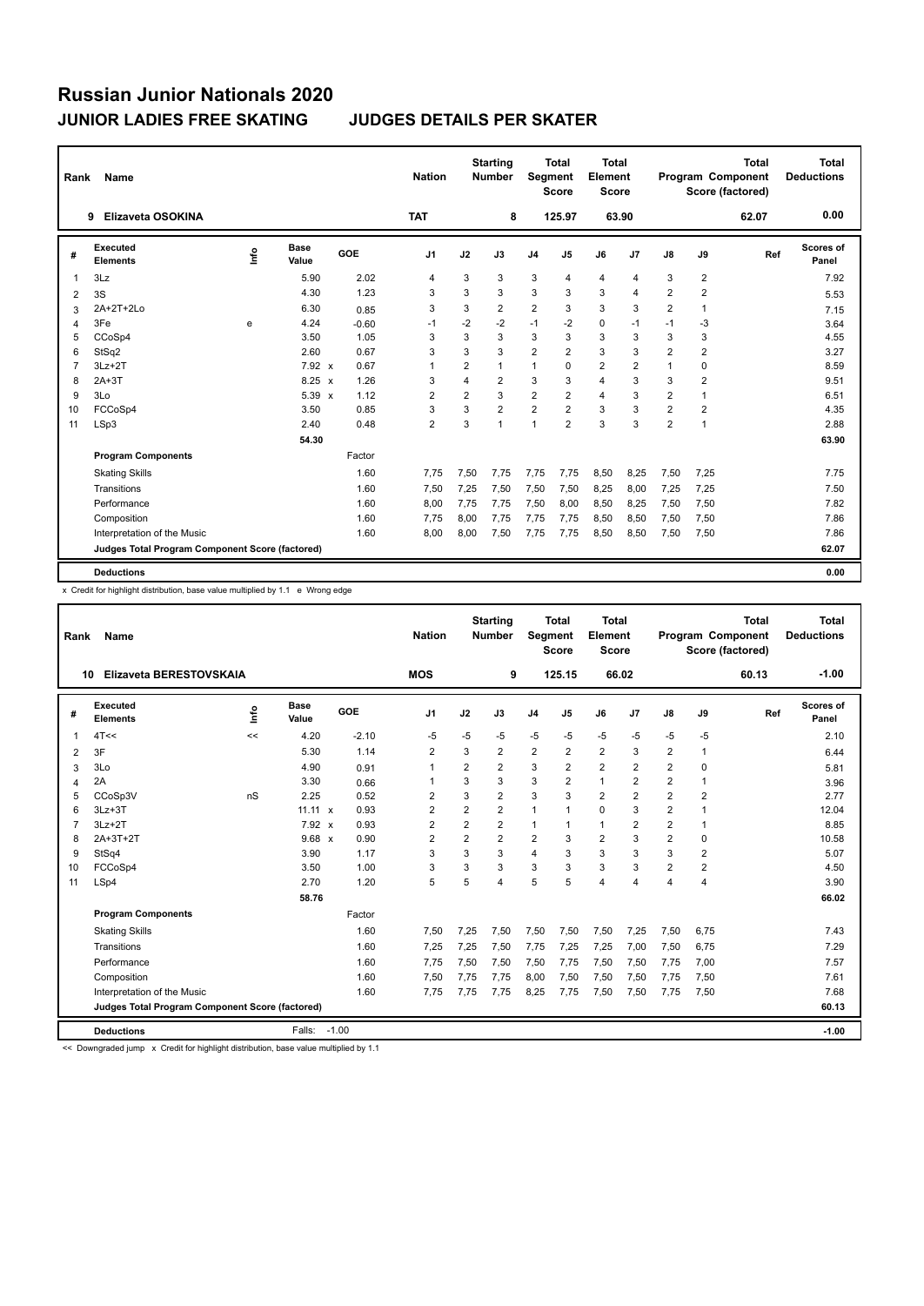# Russian Junior Nationals 2020

## JUNIOR LADIES FREE SKATING — JUDGES DETAILS PER SKATER

| Rank | Name | Nation | Starting Number | Total Segment Score | Total Element Score | Total Program Component Score (factored) | Total Deductions |
|---|---|---|---|---|---|---|---|
| 9 | Elizaveta OSOKINA | TAT | 8 | 125.97 | 63.90 | 62.07 | 0.00 |

| # | Executed Elements | Info | Base Value | | GOE | J1 | J2 | J3 | J4 | J5 | J6 | J7 | J8 | J9 | Ref | Scores of Panel |
|---|---|---|---|---|---|---|---|---|---|---|---|---|---|---|---|---|
| 1 | 3Lz | | 5.90 | | 2.02 | 4 | 3 | 3 | 3 | 4 | 4 | 4 | 3 | 2 | | 7.92 |
| 2 | 3S | | 4.30 | | 1.23 | 3 | 3 | 3 | 3 | 3 | 3 | 4 | 2 | 2 | | 5.53 |
| 3 | 2A+2T+2Lo | | 6.30 | | 0.85 | 3 | 3 | 2 | 2 | 3 | 3 | 3 | 2 | 1 | | 7.15 |
| 4 | 3Fe | e | 4.24 | | -0.60 | -1 | -2 | -2 | -1 | -2 | 0 | -1 | -1 | -3 | | 3.64 |
| 5 | CCoSp4 | | 3.50 | | 1.05 | 3 | 3 | 3 | 3 | 3 | 3 | 3 | 3 | 3 | | 4.55 |
| 6 | StSq2 | | 2.60 | | 0.67 | 3 | 3 | 3 | 2 | 2 | 3 | 3 | 2 | 2 | | 3.27 |
| 7 | 3Lz+2T | | 7.92 | x | 0.67 | 1 | 2 | 1 | 1 | 0 | 2 | 2 | 1 | 0 | | 8.59 |
| 8 | 2A+3T | | 8.25 | x | 1.26 | 3 | 4 | 2 | 3 | 3 | 4 | 3 | 3 | 2 | | 9.51 |
| 9 | 3Lo | | 5.39 | x | 1.12 | 2 | 2 | 3 | 2 | 2 | 4 | 3 | 2 | 1 | | 6.51 |
| 10 | FCCoSp4 | | 3.50 | | 0.85 | 3 | 3 | 2 | 2 | 2 | 3 | 3 | 2 | 2 | | 4.35 |
| 11 | LSp3 | | 2.40 | | 0.48 | 2 | 3 | 1 | 1 | 2 | 3 | 3 | 2 | 1 | | 2.88 |
| | | | 54.30 | | | | | | | | | | | | | 63.90 |
| | **Program Components** | | | | Factor | | | | | | | | | | | |
| | Skating Skills | | | | 1.60 | 7,75 | 7,50 | 7,75 | 7,75 | 7,75 | 8,50 | 8,25 | 7,50 | 7,25 | | 7.75 |
| | Transitions | | | | 1.60 | 7,50 | 7,25 | 7,50 | 7,50 | 7,50 | 8,25 | 8,00 | 7,25 | 7,25 | | 7.50 |
| | Performance | | | | 1.60 | 8,00 | 7,75 | 7,75 | 7,50 | 8,00 | 8,50 | 8,25 | 7,50 | 7,50 | | 7.82 |
| | Composition | | | | 1.60 | 7,75 | 8,00 | 7,75 | 7,75 | 7,75 | 8,50 | 8,50 | 7,50 | 7,50 | | 7.86 |
| | Interpretation of the Music | | | | 1.60 | 8,00 | 8,00 | 7,50 | 7,75 | 7,75 | 8,50 | 8,50 | 7,50 | 7,50 | | 7.86 |
| | **Judges Total Program Component Score (factored)** | | | | | | | | | | | | | | | 62.07 |
| | **Deductions** | | | | | | | | | | | | | | | 0.00 |

x Credit for highlight distribution, base value multiplied by 1.1 e Wrong edge

| Rank | Name | Nation | Starting Number | Total Segment Score | Total Element Score | Total Program Component Score (factored) | Total Deductions |
|---|---|---|---|---|---|---|---|
| 10 | Elizaveta BERESTOVSKAIA | MOS | 9 | 125.15 | 66.02 | 60.13 | -1.00 |

| # | Executed Elements | Info | Base Value | | GOE | J1 | J2 | J3 | J4 | J5 | J6 | J7 | J8 | J9 | Ref | Scores of Panel |
|---|---|---|---|---|---|---|---|---|---|---|---|---|---|---|---|---|
| 1 | 4T<< | << | 4.20 | | -2.10 | -5 | -5 | -5 | -5 | -5 | -5 | -5 | -5 | -5 | | 2.10 |
| 2 | 3F | | 5.30 | | 1.14 | 2 | 3 | 2 | 2 | 2 | 2 | 3 | 2 | 1 | | 6.44 |
| 3 | 3Lo | | 4.90 | | 0.91 | 1 | 2 | 2 | 3 | 2 | 2 | 2 | 2 | 0 | | 5.81 |
| 4 | 2A | | 3.30 | | 0.66 | 1 | 3 | 3 | 3 | 2 | 1 | 2 | 2 | 1 | | 3.96 |
| 5 | CCoSp3V | nS | 2.25 | | 0.52 | 2 | 3 | 2 | 3 | 3 | 2 | 2 | 2 | 2 | | 2.77 |
| 6 | 3Lz+3T | | 11.11 | x | 0.93 | 2 | 2 | 2 | 1 | 1 | 0 | 3 | 2 | 1 | | 12.04 |
| 7 | 3Lz+2T | | 7.92 | x | 0.93 | 2 | 2 | 2 | 1 | 1 | 1 | 2 | 2 | 1 | | 8.85 |
| 8 | 2A+3T+2T | | 9.68 | x | 0.90 | 2 | 2 | 2 | 2 | 3 | 2 | 3 | 2 | 0 | | 10.58 |
| 9 | StSq4 | | 3.90 | | 1.17 | 3 | 3 | 3 | 4 | 3 | 3 | 3 | 3 | 2 | | 5.07 |
| 10 | FCCoSp4 | | 3.50 | | 1.00 | 3 | 3 | 3 | 3 | 3 | 3 | 3 | 2 | 2 | | 4.50 |
| 11 | LSp4 | | 2.70 | | 1.20 | 5 | 5 | 4 | 5 | 5 | 4 | 4 | 4 | 4 | | 3.90 |
| | | | 58.76 | | | | | | | | | | | | | 66.02 |
| | **Program Components** | | | | Factor | | | | | | | | | | | |
| | Skating Skills | | | | 1.60 | 7,50 | 7,25 | 7,50 | 7,50 | 7,50 | 7,50 | 7,25 | 7,50 | 6,75 | | 7.43 |
| | Transitions | | | | 1.60 | 7,25 | 7,25 | 7,50 | 7,75 | 7,25 | 7,25 | 7,00 | 7,50 | 6,75 | | 7.29 |
| | Performance | | | | 1.60 | 7,75 | 7,50 | 7,50 | 7,50 | 7,75 | 7,50 | 7,50 | 7,75 | 7,00 | | 7.57 |
| | Composition | | | | 1.60 | 7,50 | 7,75 | 7,75 | 8,00 | 7,50 | 7,50 | 7,50 | 7,75 | 7,50 | | 7.61 |
| | Interpretation of the Music | | | | 1.60 | 7,75 | 7,75 | 7,75 | 8,25 | 7,75 | 7,50 | 7,50 | 7,75 | 7,50 | | 7.68 |
| | **Judges Total Program Component Score (factored)** | | | | | | | | | | | | | | | 60.13 |
| | **Deductions** | | Falls: | | -1.00 | | | | | | | | | | | -1.00 |

<< Downgraded jump x Credit for highlight distribution, base value multiplied by 1.1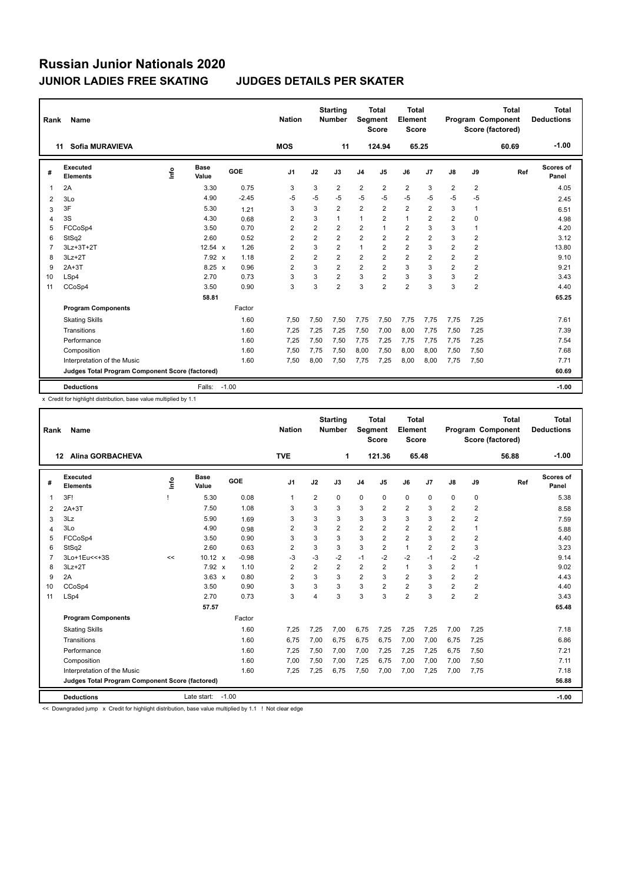# Russian Junior Nationals 2020

## JUNIOR LADIES FREE SKATING JUDGES DETAILS PER SKATER

| Rank | Name | Nation | Starting Number | Total Segment Score | Total Element Score | Total Program Component Score (factored) | Total Deductions |
|---|---|---|---|---|---|---|---|
| 11 | Sofia MURAVIEVA | MOS | 11 | 124.94 | 65.25 | 60.69 | -1.00 |

| # | Executed Elements | Info | Base Value | | GOE | J1 | J2 | J3 | J4 | J5 | J6 | J7 | J8 | J9 | Ref | Scores of Panel |
|---|---|---|---|---|---|---|---|---|---|---|---|---|---|---|---|---|
| 1 | 2A | | 3.30 | | 0.75 | 3 | 3 | 2 | 2 | 2 | 2 | 3 | 2 | 2 | | 4.05 |
| 2 | 3Lo | | 4.90 | | -2.45 | -5 | -5 | -5 | -5 | -5 | -5 | -5 | -5 | -5 | | 2.45 |
| 3 | 3F | | 5.30 | | 1.21 | 3 | 3 | 2 | 2 | 2 | 2 | 2 | 3 | 1 | | 6.51 |
| 4 | 3S | | 4.30 | | 0.68 | 2 | 3 | 1 | 1 | 2 | 1 | 2 | 2 | 0 | | 4.98 |
| 5 | FCCoSp4 | | 3.50 | | 0.70 | 2 | 2 | 2 | 2 | 1 | 2 | 3 | 3 | 1 | | 4.20 |
| 6 | StSq2 | | 2.60 | | 0.52 | 2 | 2 | 2 | 2 | 2 | 2 | 2 | 3 | 2 | | 3.12 |
| 7 | 3Lz+3T+2T | | 12.54 | x | 1.26 | 2 | 3 | 2 | 1 | 2 | 2 | 3 | 2 | 2 | | 13.80 |
| 8 | 3Lz+2T | | 7.92 | x | 1.18 | 2 | 2 | 2 | 2 | 2 | 2 | 2 | 2 | 2 | | 9.10 |
| 9 | 2A+3T | | 8.25 | x | 0.96 | 2 | 3 | 2 | 2 | 2 | 3 | 3 | 2 | 2 | | 9.21 |
| 10 | LSp4 | | 2.70 | | 0.73 | 3 | 3 | 2 | 3 | 2 | 3 | 3 | 3 | 2 | | 3.43 |
| 11 | CCoSp4 | | 3.50 | | 0.90 | 3 | 3 | 2 | 3 | 2 | 2 | 3 | 3 | 2 | | 4.40 |
| | | | 58.81 | | | | | | | | | | | | | 65.25 |
| | **Program Components** | | | | Factor | | | | | | | | | | | |
| | Skating Skills | | | | 1.60 | 7,50 | 7,50 | 7,50 | 7,75 | 7,50 | 7,75 | 7,75 | 7,75 | 7,25 | | 7.61 |
| | Transitions | | | | 1.60 | 7,25 | 7,25 | 7,25 | 7,50 | 7,00 | 8,00 | 7,75 | 7,50 | 7,25 | | 7.39 |
| | Performance | | | | 1.60 | 7,25 | 7,50 | 7,50 | 7,75 | 7,25 | 7,75 | 7,75 | 7,75 | 7,25 | | 7.54 |
| | Composition | | | | 1.60 | 7,50 | 7,75 | 7,50 | 8,00 | 7,50 | 8,00 | 8,00 | 7,50 | 7,50 | | 7.68 |
| | Interpretation of the Music | | | | 1.60 | 7,50 | 8,00 | 7,50 | 7,75 | 7,25 | 8,00 | 8,00 | 7,75 | 7,50 | | 7.71 |
| | **Judges Total Program Component Score (factored)** | | | | | | | | | | | | | | | 60.69 |
| | **Deductions** | | Falls: | | -1.00 | | | | | | | | | | | -1.00 |

x Credit for highlight distribution, base value multiplied by 1.1

| Rank | Name | Nation | Starting Number | Total Segment Score | Total Element Score | Total Program Component Score (factored) | Total Deductions |
|---|---|---|---|---|---|---|---|
| 12 | Alina GORBACHEVA | TVE | 1 | 121.36 | 65.48 | 56.88 | -1.00 |

| # | Executed Elements | Info | Base Value | | GOE | J1 | J2 | J3 | J4 | J5 | J6 | J7 | J8 | J9 | Ref | Scores of Panel |
|---|---|---|---|---|---|---|---|---|---|---|---|---|---|---|---|---|
| 1 | 3F! | ! | 5.30 | | 0.08 | 1 | 2 | 0 | 0 | 0 | 0 | 0 | 0 | 0 | | 5.38 |
| 2 | 2A+3T | | 7.50 | | 1.08 | 3 | 3 | 3 | 3 | 2 | 2 | 3 | 2 | 2 | | 8.58 |
| 3 | 3Lz | | 5.90 | | 1.69 | 3 | 3 | 3 | 3 | 3 | 3 | 3 | 2 | 2 | | 7.59 |
| 4 | 3Lo | | 4.90 | | 0.98 | 2 | 3 | 2 | 2 | 2 | 2 | 2 | 2 | 1 | | 5.88 |
| 5 | FCCoSp4 | | 3.50 | | 0.90 | 3 | 3 | 3 | 3 | 2 | 2 | 3 | 2 | 2 | | 4.40 |
| 6 | StSq2 | | 2.60 | | 0.63 | 2 | 3 | 3 | 3 | 2 | 1 | 2 | 2 | 3 | | 3.23 |
| 7 | 3Lo+1Eu<<+3S | << | 10.12 | x | -0.98 | -3 | -3 | -2 | -1 | -2 | -2 | -1 | -2 | -2 | | 9.14 |
| 8 | 3Lz+2T | | 7.92 | x | 1.10 | 2 | 2 | 2 | 2 | 2 | 1 | 3 | 2 | 1 | | 9.02 |
| 9 | 2A | | 3.63 | x | 0.80 | 2 | 3 | 3 | 2 | 3 | 2 | 3 | 2 | 2 | | 4.43 |
| 10 | CCoSp4 | | 3.50 | | 0.90 | 3 | 3 | 3 | 3 | 2 | 2 | 3 | 2 | 2 | | 4.40 |
| 11 | LSp4 | | 2.70 | | 0.73 | 3 | 4 | 3 | 3 | 3 | 2 | 3 | 2 | 2 | | 3.43 |
| | | | 57.57 | | | | | | | | | | | | | 65.48 |
| | **Program Components** | | | | Factor | | | | | | | | | | | |
| | Skating Skills | | | | 1.60 | 7,25 | 7,25 | 7,00 | 6,75 | 7,25 | 7,25 | 7,25 | 7,00 | 7,25 | | 7.18 |
| | Transitions | | | | 1.60 | 6,75 | 7,00 | 6,75 | 6,75 | 6,75 | 7,00 | 7,00 | 6,75 | 7,25 | | 6.86 |
| | Performance | | | | 1.60 | 7,25 | 7,50 | 7,00 | 7,00 | 7,25 | 7,25 | 7,25 | 6,75 | 7,50 | | 7.21 |
| | Composition | | | | 1.60 | 7,00 | 7,50 | 7,00 | 7,25 | 6,75 | 7,00 | 7,00 | 7,00 | 7,50 | | 7.11 |
| | Interpretation of the Music | | | | 1.60 | 7,25 | 7,25 | 6,75 | 7,50 | 7,00 | 7,00 | 7,25 | 7,00 | 7,75 | | 7.18 |
| | **Judges Total Program Component Score (factored)** | | | | | | | | | | | | | | | 56.88 |
| | **Deductions** | | Late start: | | -1.00 | | | | | | | | | | | -1.00 |

<< Downgraded jump x Credit for highlight distribution, base value multiplied by 1.1 ! Not clear edge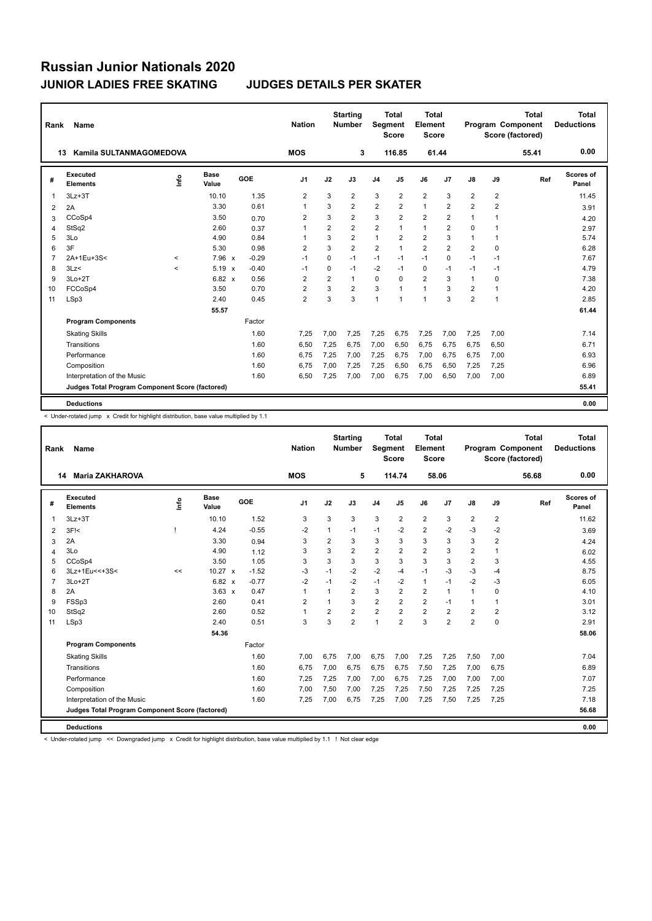# Russian Junior Nationals 2020

## JUNIOR LADIES FREE SKATING JUDGES DETAILS PER SKATER

| Rank | Name | Nation | Starting Number | Total Segment Score | Total Element Score | Total Program Component Score (factored) | Total Deductions |
|---|---|---|---|---|---|---|---|
| 13 | Kamila SULTANMAGOMEDOVA | MOS | 3 | 116.85 | 61.44 | 55.41 | 0.00 |

| # | Executed Elements | Info | Base Value | | GOE | J1 | J2 | J3 | J4 | J5 | J6 | J7 | J8 | J9 | Ref | Scores of Panel |
|---|---|---|---|---|---|---|---|---|---|---|---|---|---|---|---|---|
| 1 | 3Lz+3T | | 10.10 | | 1.35 | 2 | 3 | 2 | 3 | 2 | 2 | 3 | 2 | 2 | | 11.45 |
| 2 | 2A | | 3.30 | | 0.61 | 1 | 3 | 2 | 2 | 2 | 1 | 2 | 2 | 2 | | 3.91 |
| 3 | CCoSp4 | | 3.50 | | 0.70 | 2 | 3 | 2 | 3 | 2 | 2 | 2 | 1 | 1 | | 4.20 |
| 4 | StSq2 | | 2.60 | | 0.37 | 1 | 2 | 2 | 2 | 1 | 1 | 2 | 0 | 1 | | 2.97 |
| 5 | 3Lo | | 4.90 | | 0.84 | 1 | 3 | 2 | 1 | 2 | 2 | 3 | 1 | 1 | | 5.74 |
| 6 | 3F | | 5.30 | | 0.98 | 2 | 3 | 2 | 2 | 1 | 2 | 2 | 2 | 0 | | 6.28 |
| 7 | 2A+1Eu+3S< | < | 7.96 | x | -0.29 | -1 | 0 | -1 | -1 | -1 | -1 | 0 | -1 | -1 | | 7.67 |
| 8 | 3Lz< | < | 5.19 | x | -0.40 | -1 | 0 | -1 | -2 | -1 | 0 | -1 | -1 | -1 | | 4.79 |
| 9 | 3Lo+2T | | 6.82 | x | 0.56 | 2 | 2 | 1 | 0 | 0 | 2 | 3 | 1 | 0 | | 7.38 |
| 10 | FCCoSp4 | | 3.50 | | 0.70 | 2 | 3 | 2 | 3 | 1 | 1 | 3 | 2 | 1 | | 4.20 |
| 11 | LSp3 | | 2.40 | | 0.45 | 2 | 3 | 3 | 1 | 1 | 1 | 3 | 2 | 1 | | 2.85 |
| | | | 55.57 | | | | | | | | | | | | | 61.44 |
| | **Program Components** | | | | Factor | | | | | | | | | | | |
| | Skating Skills | | | | 1.60 | 7,25 | 7,00 | 7,25 | 7,25 | 6,75 | 7,25 | 7,00 | 7,25 | 7,00 | | 7.14 |
| | Transitions | | | | 1.60 | 6,50 | 7,25 | 6,75 | 7,00 | 6,50 | 6,75 | 6,75 | 6,75 | 6,50 | | 6.71 |
| | Performance | | | | 1.60 | 6,75 | 7,25 | 7,00 | 7,25 | 6,75 | 7,00 | 6,75 | 6,75 | 7,00 | | 6.93 |
| | Composition | | | | 1.60 | 6,75 | 7,00 | 7,25 | 7,25 | 6,50 | 6,75 | 6,50 | 7,25 | 7,25 | | 6.96 |
| | Interpretation of the Music | | | | 1.60 | 6,50 | 7,25 | 7,00 | 7,00 | 6,75 | 7,00 | 6,50 | 7,00 | 7,00 | | 6.89 |
| | **Judges Total Program Component Score (factored)** | | | | | | | | | | | | | | | 55.41 |
| | **Deductions** | | | | | | | | | | | | | | | 0.00 |

< Under-rotated jump x Credit for highlight distribution, base value multiplied by 1.1

| Rank | Name | Nation | Starting Number | Total Segment Score | Total Element Score | Total Program Component Score (factored) | Total Deductions |
|---|---|---|---|---|---|---|---|
| 14 | Maria ZAKHAROVA | MOS | 5 | 114.74 | 58.06 | 56.68 | 0.00 |

| # | Executed Elements | Info | Base Value | | GOE | J1 | J2 | J3 | J4 | J5 | J6 | J7 | J8 | J9 | Ref | Scores of Panel |
|---|---|---|---|---|---|---|---|---|---|---|---|---|---|---|---|---|
| 1 | 3Lz+3T | | 10.10 | | 1.52 | 3 | 3 | 3 | 3 | 2 | 2 | 3 | 2 | 2 | | 11.62 |
| 2 | 3F!< | ! | 4.24 | | -0.55 | -2 | 1 | -1 | -1 | -2 | 2 | -2 | -3 | -2 | | 3.69 |
| 3 | 2A | | 3.30 | | 0.94 | 3 | 2 | 3 | 3 | 3 | 3 | 3 | 3 | 2 | | 4.24 |
| 4 | 3Lo | | 4.90 | | 1.12 | 3 | 3 | 2 | 2 | 2 | 2 | 3 | 2 | 1 | | 6.02 |
| 5 | CCoSp4 | | 3.50 | | 1.05 | 3 | 3 | 3 | 3 | 3 | 3 | 3 | 2 | 3 | | 4.55 |
| 6 | 3Lz+1Eu<<+3S< | << | 10.27 | x | -1.52 | -3 | -1 | -2 | -2 | -4 | -1 | -3 | -3 | -4 | | 8.75 |
| 7 | 3Lo+2T | | 6.82 | x | -0.77 | -2 | -1 | -2 | -1 | -2 | 1 | -1 | -2 | -3 | | 6.05 |
| 8 | 2A | | 3.63 | x | 0.47 | 1 | 1 | 2 | 3 | 2 | 2 | 1 | 1 | 0 | | 4.10 |
| 9 | FSSp3 | | 2.60 | | 0.41 | 2 | 1 | 3 | 2 | 2 | 2 | -1 | 1 | 1 | | 3.01 |
| 10 | StSq2 | | 2.60 | | 0.52 | 1 | 2 | 2 | 2 | 2 | 2 | 2 | 2 | 2 | | 3.12 |
| 11 | LSp3 | | 2.40 | | 0.51 | 3 | 3 | 2 | 1 | 2 | 3 | 2 | 2 | 0 | | 2.91 |
| | | | 54.36 | | | | | | | | | | | | | 58.06 |
| | **Program Components** | | | | Factor | | | | | | | | | | | |
| | Skating Skills | | | | 1.60 | 7,00 | 6,75 | 7,00 | 6,75 | 7,00 | 7,25 | 7,25 | 7,50 | 7,00 | | 7.04 |
| | Transitions | | | | 1.60 | 6,75 | 7,00 | 6,75 | 6,75 | 6,75 | 7,50 | 7,25 | 7,00 | 6,75 | | 6.89 |
| | Performance | | | | 1.60 | 7,25 | 7,25 | 7,00 | 7,00 | 6,75 | 7,25 | 7,00 | 7,00 | 7,00 | | 7.07 |
| | Composition | | | | 1.60 | 7,00 | 7,50 | 7,00 | 7,25 | 7,25 | 7,50 | 7,25 | 7,25 | 7,25 | | 7.25 |
| | Interpretation of the Music | | | | 1.60 | 7,25 | 7,00 | 6,75 | 7,25 | 7,00 | 7,25 | 7,50 | 7,25 | 7,25 | | 7.18 |
| | **Judges Total Program Component Score (factored)** | | | | | | | | | | | | | | | 56.68 |
| | **Deductions** | | | | | | | | | | | | | | | 0.00 |

< Under-rotated jump << Downgraded jump x Credit for highlight distribution, base value multiplied by 1.1 ! Not clear edge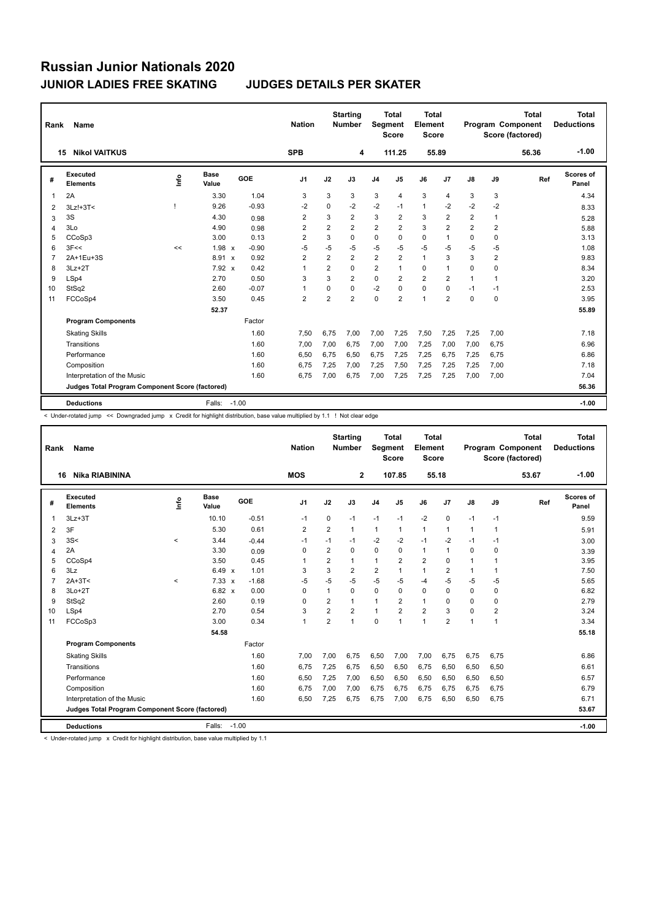# Russian Junior Nationals 2020

## JUNIOR LADIES FREE SKATING JUDGES DETAILS PER SKATER

| Rank | Name | Nation | Starting Number | Total Segment Score | Total Element Score | Total Program Component Score (factored) | Total Deductions |
|---|---|---|---|---|---|---|---|
| 15 | Nikol VAITKUS | SPB | 4 | 111.25 | 55.89 | 56.36 | -1.00 |

| # | Executed Elements | Info | Base Value | | GOE | J1 | J2 | J3 | J4 | J5 | J6 | J7 | J8 | J9 | Ref | Scores of Panel |
|---|---|---|---|---|---|---|---|---|---|---|---|---|---|---|---|---|
| 1 | 2A | | 3.30 | | 1.04 | 3 | 3 | 3 | 3 | 4 | 3 | 4 | 3 | 3 | | 4.34 |
| 2 | 3Lz!+3T< | ! | 9.26 | | -0.93 | -2 | 0 | -2 | -2 | -1 | 1 | -2 | -2 | -2 | | 8.33 |
| 3 | 3S | | 4.30 | | 0.98 | 2 | 3 | 2 | 3 | 2 | 3 | 2 | 2 | 1 | | 5.28 |
| 4 | 3Lo | | 4.90 | | 0.98 | 2 | 2 | 2 | 2 | 2 | 3 | 2 | 2 | 2 | | 5.88 |
| 5 | CCoSp3 | | 3.00 | | 0.13 | 2 | 3 | 0 | 0 | 0 | 0 | 1 | 0 | 0 | | 3.13 |
| 6 | 3F<< | << | 1.98 | x | -0.90 | -5 | -5 | -5 | -5 | -5 | -5 | -5 | -5 | -5 | | 1.08 |
| 7 | 2A+1Eu+3S | | 8.91 | x | 0.92 | 2 | 2 | 2 | 2 | 2 | 1 | 3 | 3 | 2 | | 9.83 |
| 8 | 3Lz+2T | | 7.92 | x | 0.42 | 1 | 2 | 0 | 2 | 1 | 0 | 1 | 0 | 0 | | 8.34 |
| 9 | LSp4 | | 2.70 | | 0.50 | 3 | 3 | 2 | 0 | 2 | 2 | 2 | 1 | 1 | | 3.20 |
| 10 | StSq2 | | 2.60 | | -0.07 | 1 | 0 | 0 | -2 | 0 | 0 | 0 | -1 | -1 | | 2.53 |
| 11 | FCCoSp4 | | 3.50 | | 0.45 | 2 | 2 | 2 | 0 | 2 | 1 | 2 | 0 | 0 | | 3.95 |
| | | | 52.37 | | | | | | | | | | | | | 55.89 |

| Program Components | Factor | J1 | J2 | J3 | J4 | J5 | J6 | J7 | J8 | J9 | Scores of Panel |
|---|---|---|---|---|---|---|---|---|---|---|---|
| Skating Skills | 1.60 | 7,50 | 6,75 | 7,00 | 7,00 | 7,25 | 7,50 | 7,25 | 7,25 | 7,00 | 7.18 |
| Transitions | 1.60 | 7,00 | 7,00 | 6,75 | 7,00 | 7,00 | 7,25 | 7,00 | 7,00 | 6,75 | 6.96 |
| Performance | 1.60 | 6,50 | 6,75 | 6,50 | 6,75 | 7,25 | 7,25 | 6,75 | 7,25 | 6,75 | 6.86 |
| Composition | 1.60 | 6,75 | 7,25 | 7,00 | 7,25 | 7,50 | 7,25 | 7,25 | 7,25 | 7,00 | 7.18 |
| Interpretation of the Music | 1.60 | 6,75 | 7,00 | 6,75 | 7,00 | 7,25 | 7,25 | 7,25 | 7,00 | 7,00 | 7.04 |
| Judges Total Program Component Score (factored) | | | | | | | | | | | 56.36 |

| Deductions | Falls: -1.00 | -1.00 |
|---|---|---|

< Under-rotated jump << Downgraded jump x Credit for highlight distribution, base value multiplied by 1.1 ! Not clear edge

| Rank | Name | Nation | Starting Number | Total Segment Score | Total Element Score | Total Program Component Score (factored) | Total Deductions |
|---|---|---|---|---|---|---|---|
| 16 | Nika RIABININA | MOS | 2 | 107.85 | 55.18 | 53.67 | -1.00 |

| # | Executed Elements | Info | Base Value | | GOE | J1 | J2 | J3 | J4 | J5 | J6 | J7 | J8 | J9 | Ref | Scores of Panel |
|---|---|---|---|---|---|---|---|---|---|---|---|---|---|---|---|---|
| 1 | 3Lz+3T | | 10.10 | | -0.51 | -1 | 0 | -1 | -1 | -1 | -2 | 0 | -1 | -1 | | 9.59 |
| 2 | 3F | | 5.30 | | 0.61 | 2 | 2 | 1 | 1 | 1 | 1 | 1 | 1 | 1 | | 5.91 |
| 3 | 3S< | < | 3.44 | | -0.44 | -1 | -1 | -1 | -2 | -2 | -1 | -2 | -1 | -1 | | 3.00 |
| 4 | 2A | | 3.30 | | 0.09 | 0 | 2 | 0 | 0 | 0 | 1 | 1 | 0 | 0 | | 3.39 |
| 5 | CCoSp4 | | 3.50 | | 0.45 | 1 | 2 | 1 | 1 | 2 | 2 | 0 | 1 | 1 | | 3.95 |
| 6 | 3Lz | | 6.49 | x | 1.01 | 3 | 3 | 2 | 2 | 1 | 1 | 2 | 1 | 1 | | 7.50 |
| 7 | 2A+3T< | < | 7.33 | x | -1.68 | -5 | -5 | -5 | -5 | -5 | -4 | -5 | -5 | -5 | | 5.65 |
| 8 | 3Lo+2T | | 6.82 | x | 0.00 | 0 | 1 | 0 | 0 | 0 | 0 | 0 | 0 | 0 | | 6.82 |
| 9 | StSq2 | | 2.60 | | 0.19 | 0 | 2 | 1 | 1 | 2 | 1 | 0 | 0 | 0 | | 2.79 |
| 10 | LSp4 | | 2.70 | | 0.54 | 3 | 2 | 2 | 1 | 2 | 2 | 3 | 0 | 2 | | 3.24 |
| 11 | FCCoSp3 | | 3.00 | | 0.34 | 1 | 2 | 1 | 0 | 1 | 1 | 2 | 1 | 1 | | 3.34 |
| | | | 54.58 | | | | | | | | | | | | | 55.18 |

| Program Components | Factor | J1 | J2 | J3 | J4 | J5 | J6 | J7 | J8 | J9 | Scores of Panel |
|---|---|---|---|---|---|---|---|---|---|---|---|
| Skating Skills | 1.60 | 7,00 | 7,00 | 6,75 | 6,50 | 7,00 | 7,00 | 6,75 | 6,75 | 6,75 | 6.86 |
| Transitions | 1.60 | 6,75 | 7,25 | 6,75 | 6,50 | 6,50 | 6,75 | 6,50 | 6,50 | 6,50 | 6.61 |
| Performance | 1.60 | 6,50 | 7,25 | 7,00 | 6,50 | 6,50 | 6,50 | 6,50 | 6,50 | 6,50 | 6.57 |
| Composition | 1.60 | 6,75 | 7,00 | 7,00 | 6,75 | 6,75 | 6,75 | 6,75 | 6,75 | 6,75 | 6.79 |
| Interpretation of the Music | 1.60 | 6,50 | 7,25 | 6,75 | 6,75 | 7,00 | 6,75 | 6,50 | 6,50 | 6,75 | 6.71 |
| Judges Total Program Component Score (factored) | | | | | | | | | | | 53.67 |

| Deductions | Falls: -1.00 | -1.00 |
|---|---|---|

< Under-rotated jump x Credit for highlight distribution, base value multiplied by 1.1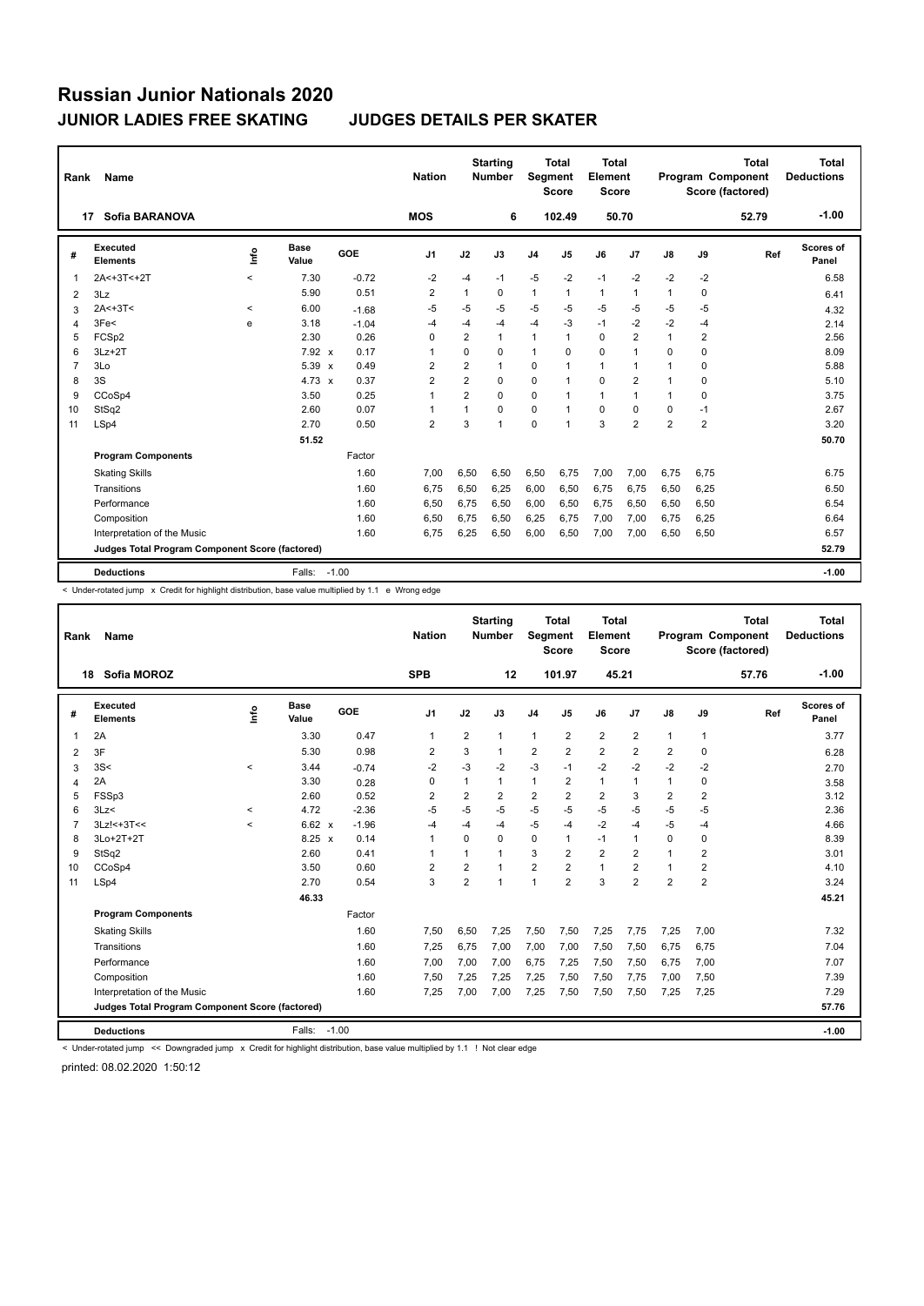# Russian Junior Nationals 2020

## JUNIOR LADIES FREE SKATING JUDGES DETAILS PER SKATER

| Rank | Name | Nation | Starting Number | Total Segment Score | Total Element Score | Total Program Component Score (factored) | Total Deductions |
|---|---|---|---|---|---|---|---|
| 17 | Sofia BARANOVA | MOS | 6 | 102.49 | 50.70 | 52.79 | -1.00 |

| # | Executed Elements | Info | Base Value | | GOE | J1 | J2 | J3 | J4 | J5 | J6 | J7 | J8 | J9 | Ref | Scores of Panel |
|---|---|---|---|---|---|---|---|---|---|---|---|---|---|---|---|---|
| 1 | 2A<+3T<+2T | < | 7.30 | | -0.72 | -2 | -4 | -1 | -5 | -2 | -1 | -2 | -2 | -2 | | 6.58 |
| 2 | 3Lz | | 5.90 | | 0.51 | 2 | 1 | 0 | 1 | 1 | 1 | 1 | 1 | 0 | | 6.41 |
| 3 | 2A<+3T< | < | 6.00 | | -1.68 | -5 | -5 | -5 | -5 | -5 | -5 | -5 | -5 | -5 | | 4.32 |
| 4 | 3Fe< | e | 3.18 | | -1.04 | -4 | -4 | -4 | -4 | -3 | -1 | -2 | -2 | -4 | | 2.14 |
| 5 | FCSp2 | | 2.30 | | 0.26 | 0 | 2 | 1 | 1 | 1 | 0 | 2 | 1 | 2 | | 2.56 |
| 6 | 3Lz+2T | | 7.92 | x | 0.17 | 1 | 0 | 0 | 1 | 0 | 0 | 1 | 0 | 0 | | 8.09 |
| 7 | 3Lo | | 5.39 | x | 0.49 | 2 | 2 | 1 | 0 | 1 | 1 | 1 | 1 | 0 | | 5.88 |
| 8 | 3S | | 4.73 | x | 0.37 | 2 | 2 | 0 | 0 | 1 | 0 | 2 | 1 | 0 | | 5.10 |
| 9 | CCoSp4 | | 3.50 | | 0.25 | 1 | 2 | 0 | 0 | 1 | 1 | 1 | 1 | 0 | | 3.75 |
| 10 | StSq2 | | 2.60 | | 0.07 | 1 | 1 | 0 | 0 | 1 | 0 | 0 | 0 | -1 | | 2.67 |
| 11 | LSp4 | | 2.70 | | 0.50 | 2 | 3 | 1 | 0 | 1 | 3 | 2 | 2 | 2 | | 3.20 |
| | | | 51.52 | | | | | | | | | | | | | 50.70 |
| | **Program Components** | | | | Factor | | | | | | | | | | | |
| | Skating Skills | | | | 1.60 | 7,00 | 6,50 | 6,50 | 6,50 | 6,75 | 7,00 | 7,00 | 6,75 | 6,75 | | 6.75 |
| | Transitions | | | | 1.60 | 6,75 | 6,50 | 6,25 | 6,00 | 6,50 | 6,75 | 6,75 | 6,50 | 6,25 | | 6.50 |
| | Performance | | | | 1.60 | 6,50 | 6,75 | 6,50 | 6,00 | 6,50 | 6,75 | 6,50 | 6,50 | 6,50 | | 6.54 |
| | Composition | | | | 1.60 | 6,50 | 6,75 | 6,50 | 6,25 | 6,75 | 7,00 | 7,00 | 6,75 | 6,25 | | 6.64 |
| | Interpretation of the Music | | | | 1.60 | 6,75 | 6,25 | 6,50 | 6,00 | 6,50 | 7,00 | 7,00 | 6,50 | 6,50 | | 6.57 |
| | **Judges Total Program Component Score (factored)** | | | | | | | | | | | | | | | 52.79 |
| | **Deductions** | | Falls: | | -1.00 | | | | | | | | | | | -1.00 |

< Under-rotated jump x Credit for highlight distribution, base value multiplied by 1.1 e Wrong edge

| Rank | Name | Nation | Starting Number | Total Segment Score | Total Element Score | Total Program Component Score (factored) | Total Deductions |
|---|---|---|---|---|---|---|---|
| 18 | Sofia MOROZ | SPB | 12 | 101.97 | 45.21 | 57.76 | -1.00 |

| # | Executed Elements | Info | Base Value | | GOE | J1 | J2 | J3 | J4 | J5 | J6 | J7 | J8 | J9 | Ref | Scores of Panel |
|---|---|---|---|---|---|---|---|---|---|---|---|---|---|---|---|---|
| 1 | 2A | | 3.30 | | 0.47 | 1 | 2 | 1 | 1 | 2 | 2 | 2 | 1 | 1 | | 3.77 |
| 2 | 3F | | 5.30 | | 0.98 | 2 | 3 | 1 | 2 | 2 | 2 | 2 | 2 | 0 | | 6.28 |
| 3 | 3S< | < | 3.44 | | -0.74 | -2 | -3 | -2 | -3 | -1 | -2 | -2 | -2 | -2 | | 2.70 |
| 4 | 2A | | 3.30 | | 0.28 | 0 | 1 | 1 | 1 | 2 | 1 | 1 | 1 | 0 | | 3.58 |
| 5 | FSSp3 | | 2.60 | | 0.52 | 2 | 2 | 2 | 2 | 2 | 2 | 3 | 2 | 2 | | 3.12 |
| 6 | 3Lz< | < | 4.72 | | -2.36 | -5 | -5 | -5 | -5 | -5 | -5 | -5 | -5 | -5 | | 2.36 |
| 7 | 3Lz!<+3T<< | < | 6.62 | x | -1.96 | -4 | -4 | -4 | -5 | -4 | -2 | -4 | -5 | -4 | | 4.66 |
| 8 | 3Lo+2T+2T | | 8.25 | x | 0.14 | 1 | 0 | 0 | 0 | 1 | -1 | 1 | 0 | 0 | | 8.39 |
| 9 | StSq2 | | 2.60 | | 0.41 | 1 | 1 | 1 | 3 | 2 | 2 | 2 | 1 | 2 | | 3.01 |
| 10 | CCoSp4 | | 3.50 | | 0.60 | 2 | 2 | 1 | 2 | 2 | 1 | 2 | 1 | 2 | | 4.10 |
| 11 | LSp4 | | 2.70 | | 0.54 | 3 | 2 | 1 | 1 | 2 | 3 | 2 | 2 | 2 | | 3.24 |
| | | | 46.33 | | | | | | | | | | | | | 45.21 |
| | **Program Components** | | | | Factor | | | | | | | | | | | |
| | Skating Skills | | | | 1.60 | 7,50 | 6,50 | 7,25 | 7,50 | 7,50 | 7,25 | 7,75 | 7,25 | 7,00 | | 7.32 |
| | Transitions | | | | 1.60 | 7,25 | 6,75 | 7,00 | 7,00 | 7,00 | 7,50 | 7,50 | 6,75 | 6,75 | | 7.04 |
| | Performance | | | | 1.60 | 7,00 | 7,00 | 7,00 | 6,75 | 7,25 | 7,50 | 7,50 | 6,75 | 7,00 | | 7.07 |
| | Composition | | | | 1.60 | 7,50 | 7,25 | 7,25 | 7,25 | 7,50 | 7,50 | 7,75 | 7,00 | 7,50 | | 7.39 |
| | Interpretation of the Music | | | | 1.60 | 7,25 | 7,00 | 7,00 | 7,25 | 7,50 | 7,50 | 7,50 | 7,25 | 7,25 | | 7.29 |
| | **Judges Total Program Component Score (factored)** | | | | | | | | | | | | | | | 57.76 |
| | **Deductions** | | Falls: | | -1.00 | | | | | | | | | | | -1.00 |

< Under-rotated jump << Downgraded jump x Credit for highlight distribution, base value multiplied by 1.1 ! Not clear edge

printed: 08.02.2020 1:50:12